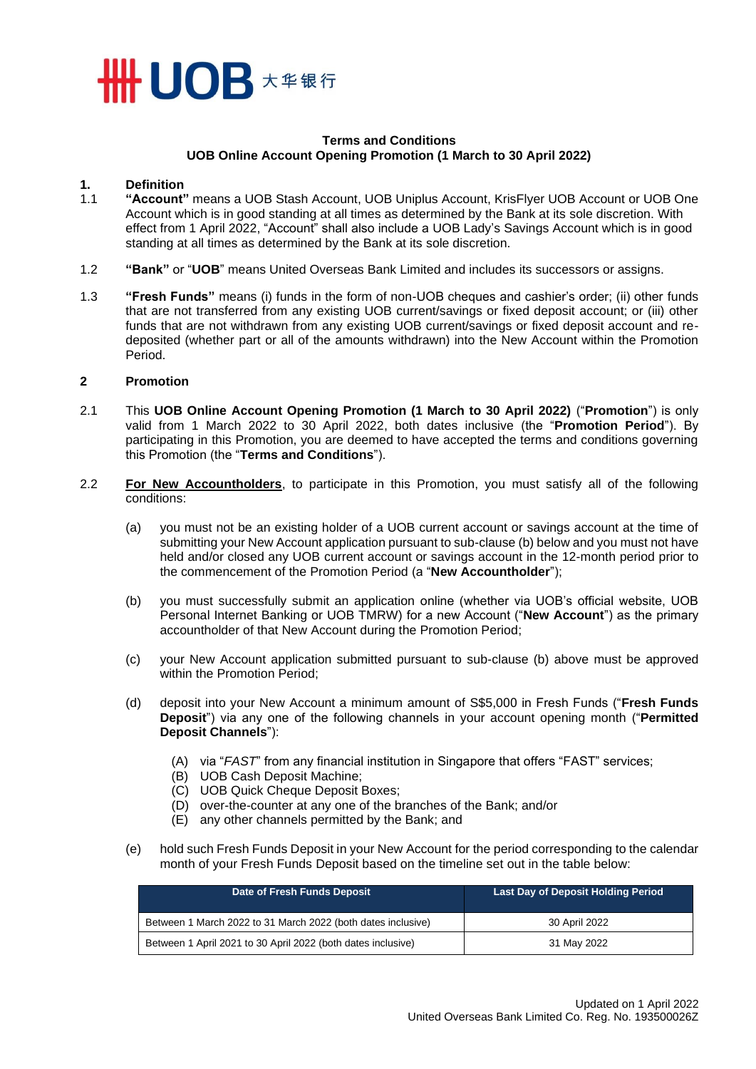**Terms and Conditions**
**UOB Online Account Opening Promotion (1 March to 30 April 2022)**

**1. Definition**

1.1 **"Account"** means a UOB Stash Account, UOB Uniplus Account, KrisFlyer UOB Account or UOB One Account which is in good standing at all times as determined by the Bank at its sole discretion. With effect from 1 April 2022, "Account" shall also include a UOB Lady's Savings Account which is in good standing at all times as determined by the Bank at its sole discretion.

1.2 **"Bank"** or "**UOB**" means United Overseas Bank Limited and includes its successors or assigns.

1.3 **"Fresh Funds"** means (i) funds in the form of non-UOB cheques and cashier's order; (ii) other funds that are not transferred from any existing UOB current/savings or fixed deposit account; or (iii) other funds that are not withdrawn from any existing UOB current/savings or fixed deposit account and re-deposited (whether part or all of the amounts withdrawn) into the New Account within the Promotion Period.

**2 Promotion**

2.1 This **UOB Online Account Opening Promotion (1 March to 30 April 2022)** ("**Promotion**") is only valid from 1 March 2022 to 30 April 2022, both dates inclusive (the "**Promotion Period**"). By participating in this Promotion, you are deemed to have accepted the terms and conditions governing this Promotion (the "**Terms and Conditions**").

2.2 **For New Accountholders**, to participate in this Promotion, you must satisfy all of the following conditions:

(a) you must not be an existing holder of a UOB current account or savings account at the time of submitting your New Account application pursuant to sub-clause (b) below and you must not have held and/or closed any UOB current account or savings account in the 12-month period prior to the commencement of the Promotion Period (a "**New Accountholder**");

(b) you must successfully submit an application online (whether via UOB's official website, UOB Personal Internet Banking or UOB TMRW) for a new Account ("**New Account**") as the primary accountholder of that New Account during the Promotion Period;

(c) your New Account application submitted pursuant to sub-clause (b) above must be approved within the Promotion Period;

(d) deposit into your New Account a minimum amount of S$5,000 in Fresh Funds ("**Fresh Funds Deposit**") via any one of the following channels in your account opening month ("**Permitted Deposit Channels**"):

(A) via "*FAST*" from any financial institution in Singapore that offers "FAST" services;
(B) UOB Cash Deposit Machine;
(C) UOB Quick Cheque Deposit Boxes;
(D) over-the-counter at any one of the branches of the Bank; and/or
(E) any other channels permitted by the Bank; and

(e) hold such Fresh Funds Deposit in your New Account for the period corresponding to the calendar month of your Fresh Funds Deposit based on the timeline set out in the table below:

| Date of Fresh Funds Deposit | Last Day of Deposit Holding Period |
|---|---|
| Between 1 March 2022 to 31 March 2022 (both dates inclusive) | 30 April 2022 |
| Between 1 April 2021 to 30 April 2022 (both dates inclusive) | 31 May 2022 |

Updated on 1 April 2022
United Overseas Bank Limited Co. Reg. No. 193500026Z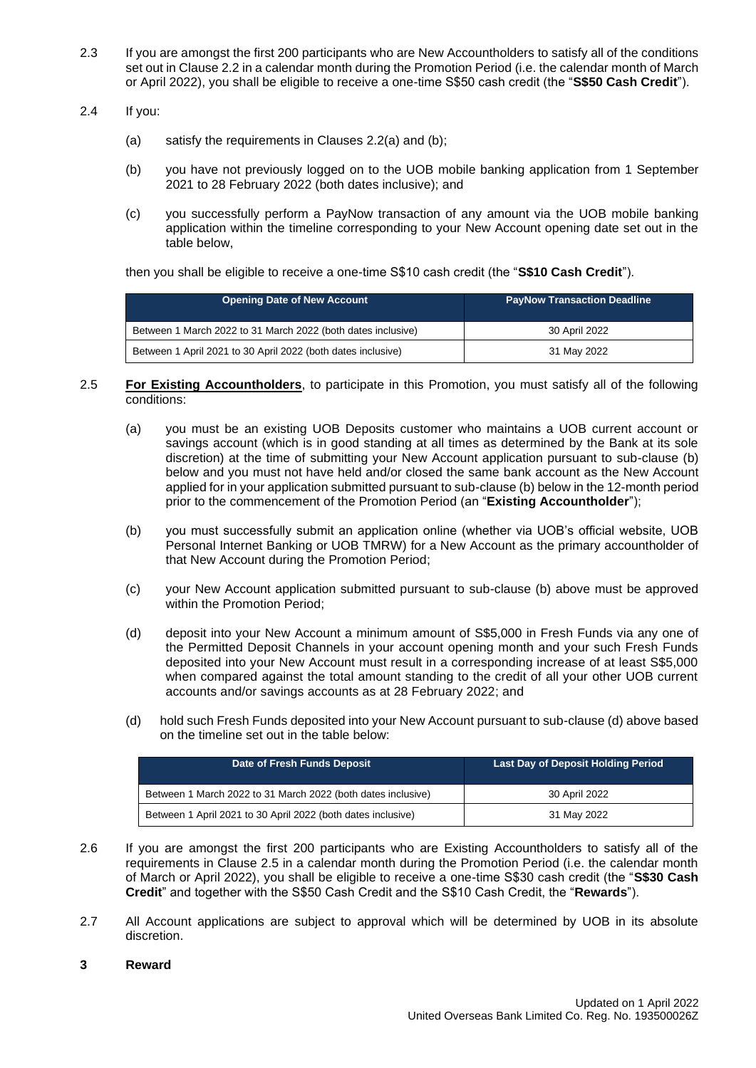2.3 If you are amongst the first 200 participants who are New Accountholders to satisfy all of the conditions set out in Clause 2.2 in a calendar month during the Promotion Period (i.e. the calendar month of March or April 2022), you shall be eligible to receive a one-time S$50 cash credit (the "**S$50 Cash Credit**").

2.4 If you:

(a) satisfy the requirements in Clauses 2.2(a) and (b);

(b) you have not previously logged on to the UOB mobile banking application from 1 September 2021 to 28 February 2022 (both dates inclusive); and

(c) you successfully perform a PayNow transaction of any amount via the UOB mobile banking application within the timeline corresponding to your New Account opening date set out in the table below,

then you shall be eligible to receive a one-time S$10 cash credit (the "**S$10 Cash Credit**").

| Opening Date of New Account | PayNow Transaction Deadline |
|---|---|
| Between 1 March 2022 to 31 March 2022 (both dates inclusive) | 30 April 2022 |
| Between 1 April 2021 to 30 April 2022 (both dates inclusive) | 31 May 2022 |

2.5 **For Existing Accountholders**, to participate in this Promotion, you must satisfy all of the following conditions:

(a) you must be an existing UOB Deposits customer who maintains a UOB current account or savings account (which is in good standing at all times as determined by the Bank at its sole discretion) at the time of submitting your New Account application pursuant to sub-clause (b) below and you must not have held and/or closed the same bank account as the New Account applied for in your application submitted pursuant to sub-clause (b) below in the 12-month period prior to the commencement of the Promotion Period (an "**Existing Accountholder**");

(b) you must successfully submit an application online (whether via UOB's official website, UOB Personal Internet Banking or UOB TMRW) for a New Account as the primary accountholder of that New Account during the Promotion Period;

(c) your New Account application submitted pursuant to sub-clause (b) above must be approved within the Promotion Period;

(d) deposit into your New Account a minimum amount of S$5,000 in Fresh Funds via any one of the Permitted Deposit Channels in your account opening month and your such Fresh Funds deposited into your New Account must result in a corresponding increase of at least S$5,000 when compared against the total amount standing to the credit of all your other UOB current accounts and/or savings accounts as at 28 February 2022; and

(d) hold such Fresh Funds deposited into your New Account pursuant to sub-clause (d) above based on the timeline set out in the table below:

| Date of Fresh Funds Deposit | Last Day of Deposit Holding Period |
|---|---|
| Between 1 March 2022 to 31 March 2022 (both dates inclusive) | 30 April 2022 |
| Between 1 April 2021 to 30 April 2022 (both dates inclusive) | 31 May 2022 |

2.6 If you are amongst the first 200 participants who are Existing Accountholders to satisfy all of the requirements in Clause 2.5 in a calendar month during the Promotion Period (i.e. the calendar month of March or April 2022), you shall be eligible to receive a one-time S$30 cash credit (the "**S$30 Cash Credit**" and together with the S$50 Cash Credit and the S$10 Cash Credit, the "**Rewards**").

2.7 All Account applications are subject to approval which will be determined by UOB in its absolute discretion.

## 3 Reward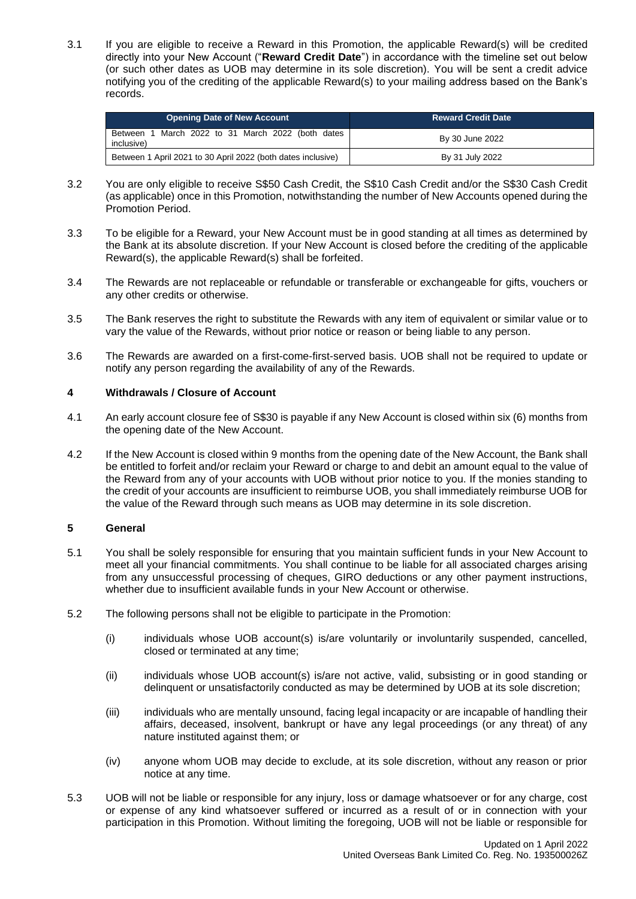3.1 If you are eligible to receive a Reward in this Promotion, the applicable Reward(s) will be credited directly into your New Account ("**Reward Credit Date**") in accordance with the timeline set out below (or such other dates as UOB may determine in its sole discretion). You will be sent a credit advice notifying you of the crediting of the applicable Reward(s) to your mailing address based on the Bank's records.

| Opening Date of New Account | Reward Credit Date |
|---|---|
| Between 1 March 2022 to 31 March 2022 (both dates inclusive) | By 30 June 2022 |
| Between 1 April 2021 to 30 April 2022 (both dates inclusive) | By 31 July 2022 |

3.2 You are only eligible to receive S$50 Cash Credit, the S$10 Cash Credit and/or the S$30 Cash Credit (as applicable) once in this Promotion, notwithstanding the number of New Accounts opened during the Promotion Period.

3.3 To be eligible for a Reward, your New Account must be in good standing at all times as determined by the Bank at its absolute discretion. If your New Account is closed before the crediting of the applicable Reward(s), the applicable Reward(s) shall be forfeited.

3.4 The Rewards are not replaceable or refundable or transferable or exchangeable for gifts, vouchers or any other credits or otherwise.

3.5 The Bank reserves the right to substitute the Rewards with any item of equivalent or similar value or to vary the value of the Rewards, without prior notice or reason or being liable to any person.

3.6 The Rewards are awarded on a first-come-first-served basis. UOB shall not be required to update or notify any person regarding the availability of any of the Rewards.

### 4 Withdrawals / Closure of Account

4.1 An early account closure fee of S$30 is payable if any New Account is closed within six (6) months from the opening date of the New Account.

4.2 If the New Account is closed within 9 months from the opening date of the New Account, the Bank shall be entitled to forfeit and/or reclaim your Reward or charge to and debit an amount equal to the value of the Reward from any of your accounts with UOB without prior notice to you. If the monies standing to the credit of your accounts are insufficient to reimburse UOB, you shall immediately reimburse UOB for the value of the Reward through such means as UOB may determine in its sole discretion.

### 5 General

5.1 You shall be solely responsible for ensuring that you maintain sufficient funds in your New Account to meet all your financial commitments. You shall continue to be liable for all associated charges arising from any unsuccessful processing of cheques, GIRO deductions or any other payment instructions, whether due to insufficient available funds in your New Account or otherwise.

5.2 The following persons shall not be eligible to participate in the Promotion:

(i) individuals whose UOB account(s) is/are voluntarily or involuntarily suspended, cancelled, closed or terminated at any time;

(ii) individuals whose UOB account(s) is/are not active, valid, subsisting or in good standing or delinquent or unsatisfactorily conducted as may be determined by UOB at its sole discretion;

(iii) individuals who are mentally unsound, facing legal incapacity or are incapable of handling their affairs, deceased, insolvent, bankrupt or have any legal proceedings (or any threat) of any nature instituted against them; or

(iv) anyone whom UOB may decide to exclude, at its sole discretion, without any reason or prior notice at any time.

5.3 UOB will not be liable or responsible for any injury, loss or damage whatsoever or for any charge, cost or expense of any kind whatsoever suffered or incurred as a result of or in connection with your participation in this Promotion. Without limiting the foregoing, UOB will not be liable or responsible for

Updated on 1 April 2022
United Overseas Bank Limited Co. Reg. No. 193500026Z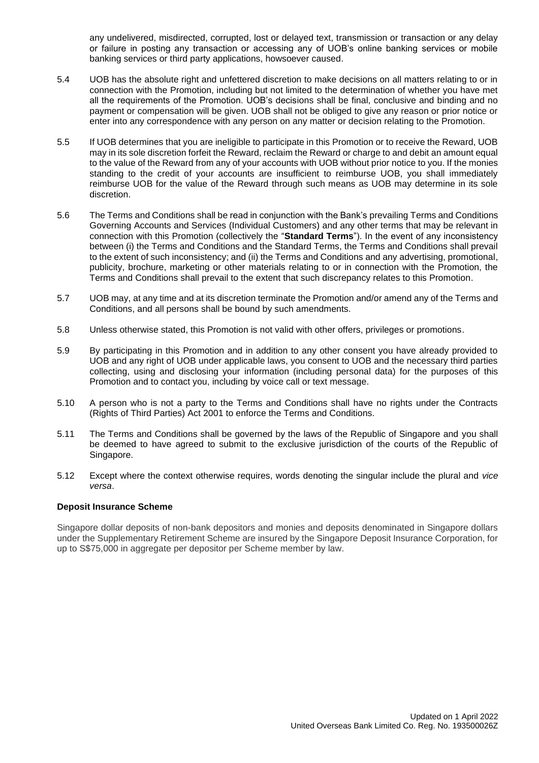any undelivered, misdirected, corrupted, lost or delayed text, transmission or transaction or any delay or failure in posting any transaction or accessing any of UOB's online banking services or mobile banking services or third party applications, howsoever caused.

5.4 UOB has the absolute right and unfettered discretion to make decisions on all matters relating to or in connection with the Promotion, including but not limited to the determination of whether you have met all the requirements of the Promotion. UOB's decisions shall be final, conclusive and binding and no payment or compensation will be given. UOB shall not be obliged to give any reason or prior notice or enter into any correspondence with any person on any matter or decision relating to the Promotion.

5.5 If UOB determines that you are ineligible to participate in this Promotion or to receive the Reward, UOB may in its sole discretion forfeit the Reward, reclaim the Reward or charge to and debit an amount equal to the value of the Reward from any of your accounts with UOB without prior notice to you. If the monies standing to the credit of your accounts are insufficient to reimburse UOB, you shall immediately reimburse UOB for the value of the Reward through such means as UOB may determine in its sole discretion.

5.6 The Terms and Conditions shall be read in conjunction with the Bank's prevailing Terms and Conditions Governing Accounts and Services (Individual Customers) and any other terms that may be relevant in connection with this Promotion (collectively the "**Standard Terms**"). In the event of any inconsistency between (i) the Terms and Conditions and the Standard Terms, the Terms and Conditions shall prevail to the extent of such inconsistency; and (ii) the Terms and Conditions and any advertising, promotional, publicity, brochure, marketing or other materials relating to or in connection with the Promotion, the Terms and Conditions shall prevail to the extent that such discrepancy relates to this Promotion.

5.7 UOB may, at any time and at its discretion terminate the Promotion and/or amend any of the Terms and Conditions, and all persons shall be bound by such amendments.

5.8 Unless otherwise stated, this Promotion is not valid with other offers, privileges or promotions.

5.9 By participating in this Promotion and in addition to any other consent you have already provided to UOB and any right of UOB under applicable laws, you consent to UOB and the necessary third parties collecting, using and disclosing your information (including personal data) for the purposes of this Promotion and to contact you, including by voice call or text message.

5.10 A person who is not a party to the Terms and Conditions shall have no rights under the Contracts (Rights of Third Parties) Act 2001 to enforce the Terms and Conditions.

5.11 The Terms and Conditions shall be governed by the laws of the Republic of Singapore and you shall be deemed to have agreed to submit to the exclusive jurisdiction of the courts of the Republic of Singapore.

5.12 Except where the context otherwise requires, words denoting the singular include the plural and *vice versa*.

**Deposit Insurance Scheme**

Singapore dollar deposits of non-bank depositors and monies and deposits denominated in Singapore dollars under the Supplementary Retirement Scheme are insured by the Singapore Deposit Insurance Corporation, for up to S$75,000 in aggregate per depositor per Scheme member by law.

Updated on 1 April 2022
United Overseas Bank Limited Co. Reg. No. 193500026Z